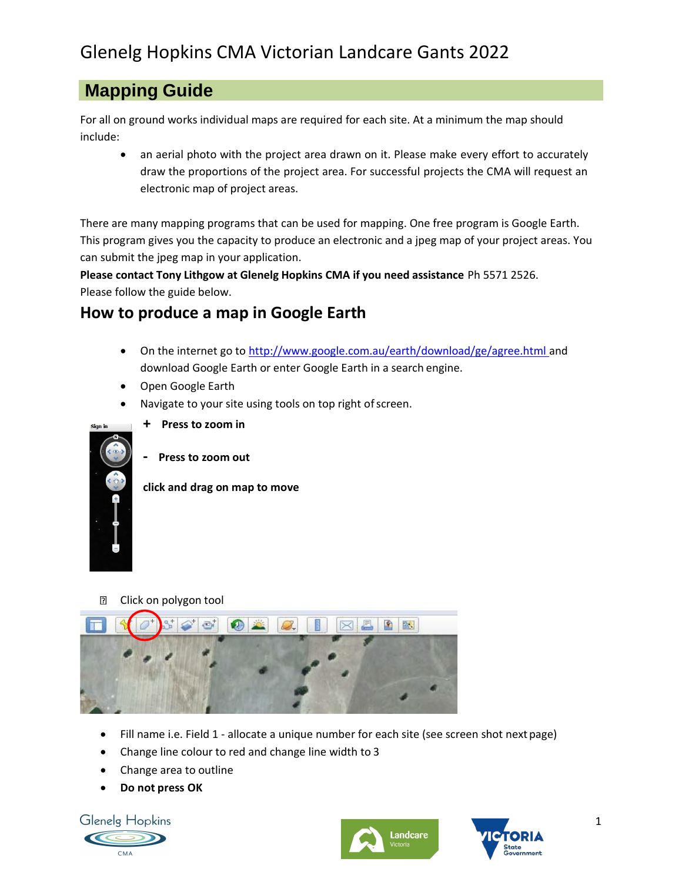# Glenelg Hopkins CMA Victorian Landcare Gants 2022

## Mapping Guide

For all on ground works individual maps are required for each site. At a minimum the map should include:

- an aerial photo with the project area drawn on it. Please make every effort to accurately draw the proportions of the project area. For successful projects the CMA will request an electronic map of project areas.

There are many mapping programs that can be used for mapping. One free program is Google Earth. This program gives you the capacity to produce an electronic and a jpeg map of your project areas. You can submit the jpeg map in your application.

**Please contact Tony Lithgow at Glenelg Hopkins CMA if you need assistance** Ph 5571 2526.
Please follow the guide below.

## How to produce a map in Google Earth

- On the internet go to http://www.google.com.au/earth/download/ge/agree.html and download Google Earth or enter Google Earth in a search engine.
- Open Google Earth
- Navigate to your site using tools on top right of screen.

**+ Press to zoom in**

**- Press to zoom out**

**click and drag on map to move**

- Click on polygon tool

- Fill name i.e. Field 1 - allocate a unique number for each site (see screen shot next page)
- Change line colour to red and change line width to 3
- Change area to outline
- **Do not press OK**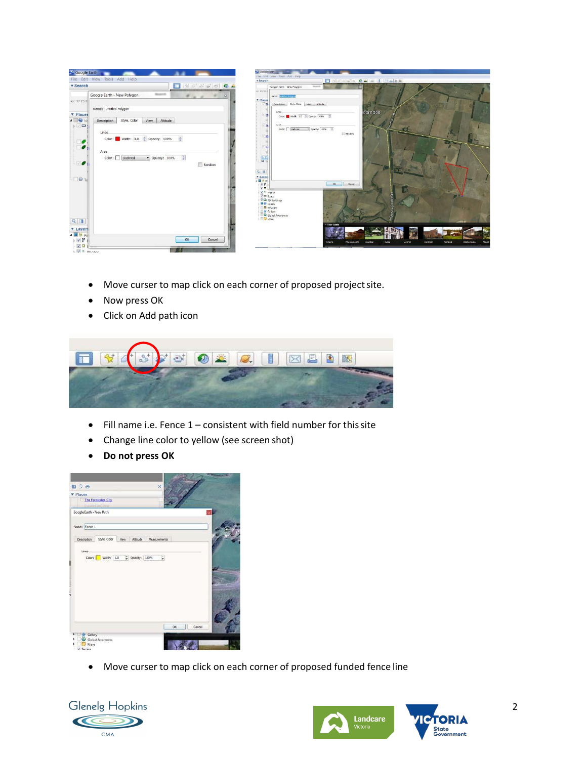- Move curser to map click on each corner of proposed project site.
- Now press OK
- Click on Add path icon

- Fill name i.e. Fence 1 – consistent with field number for this site
- Change line color to yellow (see screen shot)
- **Do not press OK**

- Move curser to map click on each corner of proposed funded fence line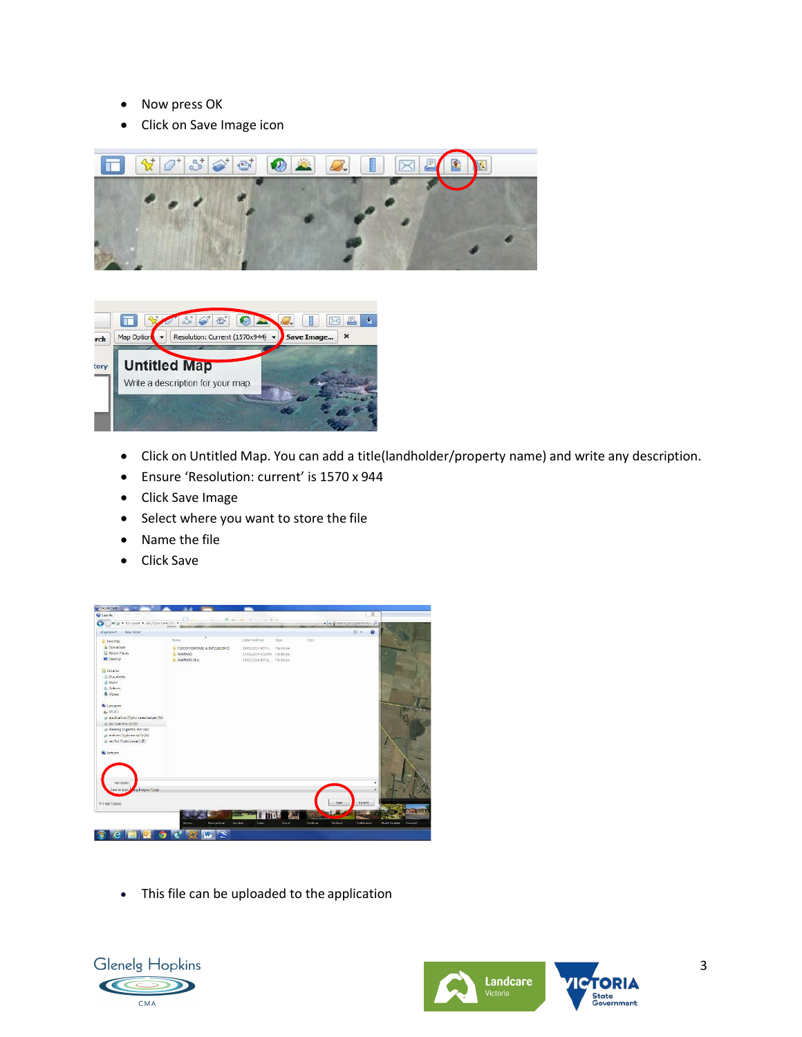- Now press OK
- Click on Save Image icon

- Click on Untitled Map. You can add a title(landholder/property name) and write any description.
- Ensure 'Resolution: current' is 1570 x 944
- Click Save Image
- Select where you want to store the file
- Name the file
- Click Save

- This file can be uploaded to the application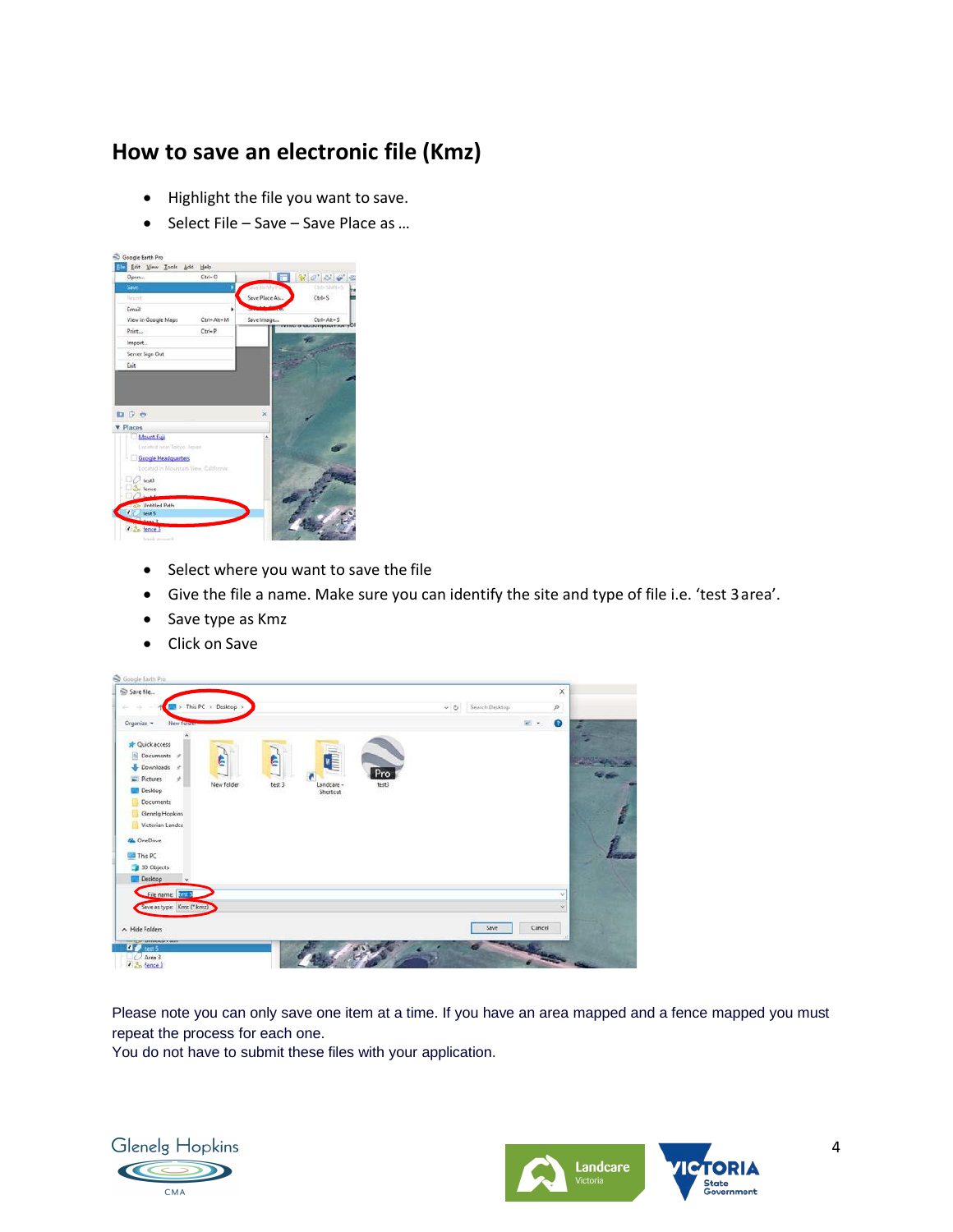## How to save an electronic file (Kmz)

- Highlight the file you want to save.
- Select File – Save – Save Place as …

- Select where you want to save the file
- Give the file a name. Make sure you can identify the site and type of file i.e. 'test 3 area'.
- Save type as Kmz
- Click on Save

Please note you can only save one item at a time. If you have an area mapped and a fence mapped you must repeat the process for each one.
You do not have to submit these files with your application.